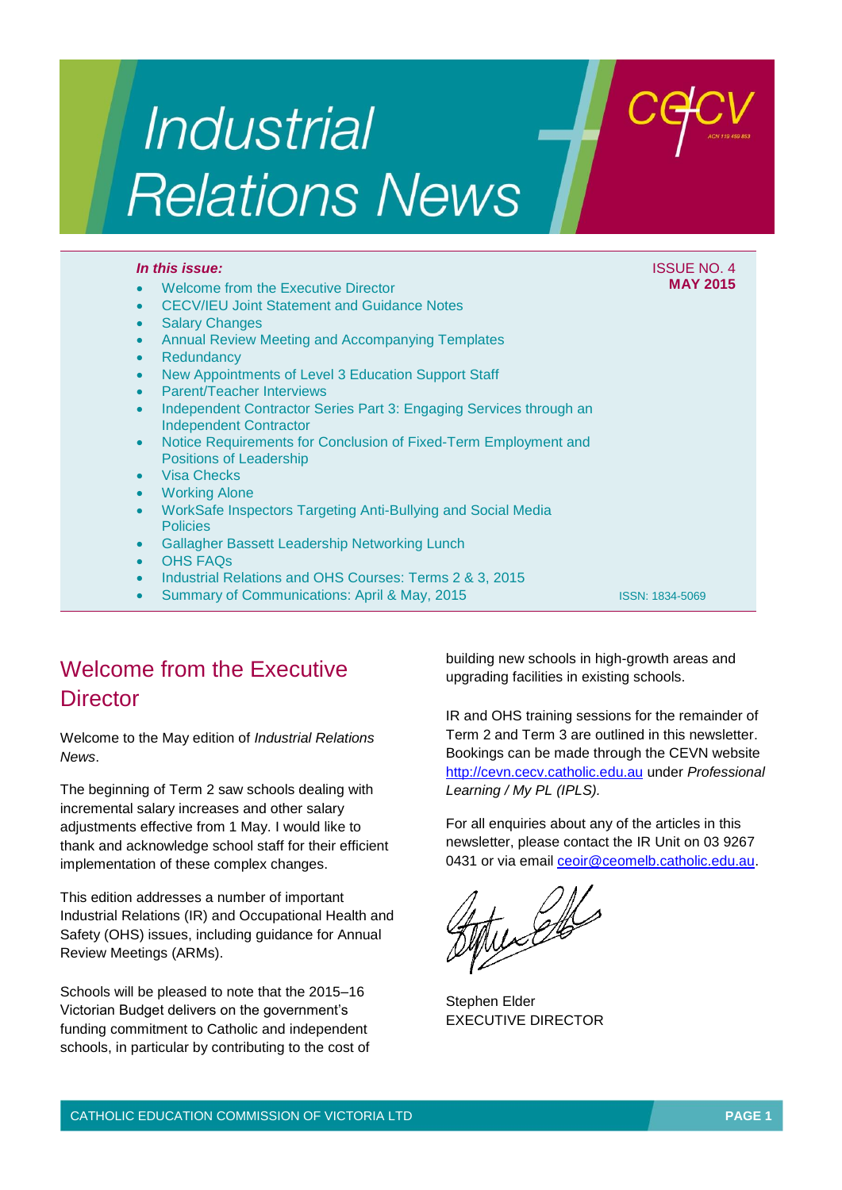# Industrial Relations News

ISSUE NO. 4
**MAY 2015**

***In this issue:***

- Welcome from the Executive Director
- CECV/IEU Joint Statement and Guidance Notes
- Salary Changes
- Annual Review Meeting and Accompanying Templates
- Redundancy
- New Appointments of Level 3 Education Support Staff
- Parent/Teacher Interviews
- Independent Contractor Series Part 3: Engaging Services through an Independent Contractor
- Notice Requirements for Conclusion of Fixed-Term Employment and Positions of Leadership
- Visa Checks
- Working Alone
- WorkSafe Inspectors Targeting Anti-Bullying and Social Media Policies
- Gallagher Bassett Leadership Networking Lunch
- OHS FAQs
- Industrial Relations and OHS Courses: Terms 2 & 3, 2015
- Summary of Communications: April & May, 2015

ISSN: 1834-5069

## Welcome from the Executive Director

Welcome to the May edition of *Industrial Relations News*.

The beginning of Term 2 saw schools dealing with incremental salary increases and other salary adjustments effective from 1 May. I would like to thank and acknowledge school staff for their efficient implementation of these complex changes.

This edition addresses a number of important Industrial Relations (IR) and Occupational Health and Safety (OHS) issues, including guidance for Annual Review Meetings (ARMs).

Schools will be pleased to note that the 2015–16 Victorian Budget delivers on the government's funding commitment to Catholic and independent schools, in particular by contributing to the cost of building new schools in high-growth areas and upgrading facilities in existing schools.

IR and OHS training sessions for the remainder of Term 2 and Term 3 are outlined in this newsletter. Bookings can be made through the CEVN website http://cevn.cecv.catholic.edu.au under *Professional Learning / My PL (IPLS).*

For all enquiries about any of the articles in this newsletter, please contact the IR Unit on 03 9267 0431 or via email ceoir@ceomelb.catholic.edu.au.

Stephen Elder
EXECUTIVE DIRECTOR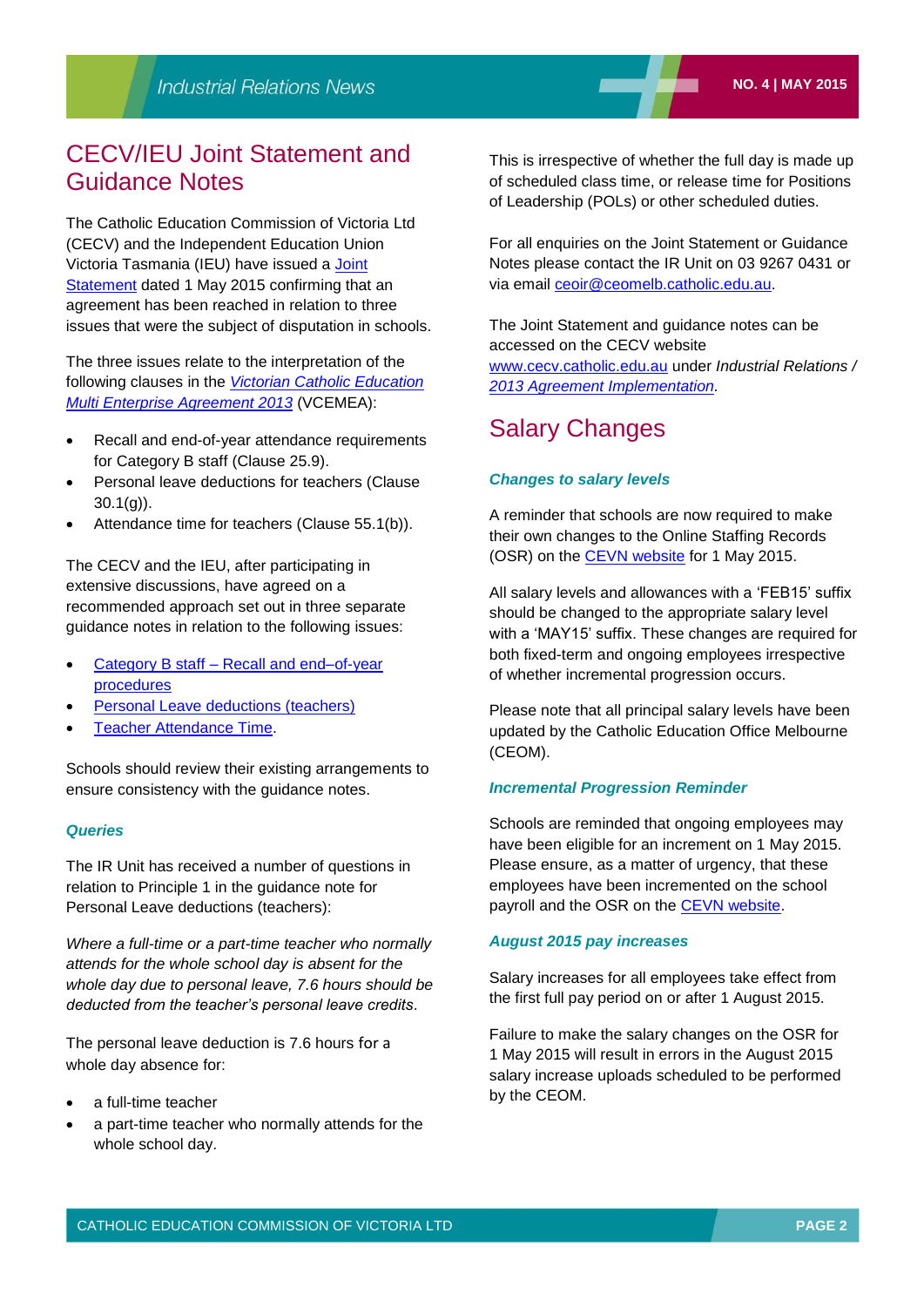## CECV/IEU Joint Statement and Guidance Notes

The Catholic Education Commission of Victoria Ltd (CECV) and the Independent Education Union Victoria Tasmania (IEU) have issued a Joint Statement dated 1 May 2015 confirming that an agreement has been reached in relation to three issues that were the subject of disputation in schools.

The three issues relate to the interpretation of the following clauses in the *Victorian Catholic Education Multi Enterprise Agreement 2013* (VCEMEA):

- Recall and end-of-year attendance requirements for Category B staff (Clause 25.9).
- Personal leave deductions for teachers (Clause 30.1(g)).
- Attendance time for teachers (Clause 55.1(b)).

The CECV and the IEU, after participating in extensive discussions, have agreed on a recommended approach set out in three separate guidance notes in relation to the following issues:

- Category B staff – Recall and end–of-year procedures
- Personal Leave deductions (teachers)
- Teacher Attendance Time.

Schools should review their existing arrangements to ensure consistency with the guidance notes.

### Queries

The IR Unit has received a number of questions in relation to Principle 1 in the guidance note for Personal Leave deductions (teachers):

*Where a full-time or a part-time teacher who normally attends for the whole school day is absent for the whole day due to personal leave, 7.6 hours should be deducted from the teacher's personal leave credits.*

The personal leave deduction is 7.6 hours for a whole day absence for:

- a full-time teacher
- a part-time teacher who normally attends for the whole school day.

This is irrespective of whether the full day is made up of scheduled class time, or release time for Positions of Leadership (POLs) or other scheduled duties.

For all enquiries on the Joint Statement or Guidance Notes please contact the IR Unit on 03 9267 0431 or via email ceoir@ceomelb.catholic.edu.au.

The Joint Statement and guidance notes can be accessed on the CECV website www.cecv.catholic.edu.au under *Industrial Relations / 2013 Agreement Implementation*.

## Salary Changes

### Changes to salary levels

A reminder that schools are now required to make their own changes to the Online Staffing Records (OSR) on the CEVN website for 1 May 2015.

All salary levels and allowances with a 'FEB15' suffix should be changed to the appropriate salary level with a 'MAY15' suffix. These changes are required for both fixed-term and ongoing employees irrespective of whether incremental progression occurs.

Please note that all principal salary levels have been updated by the Catholic Education Office Melbourne (CEOM).

### Incremental Progression Reminder

Schools are reminded that ongoing employees may have been eligible for an increment on 1 May 2015. Please ensure, as a matter of urgency, that these employees have been incremented on the school payroll and the OSR on the CEVN website.

### August 2015 pay increases

Salary increases for all employees take effect from the first full pay period on or after 1 August 2015.

Failure to make the salary changes on the OSR for 1 May 2015 will result in errors in the August 2015 salary increase uploads scheduled to be performed by the CEOM.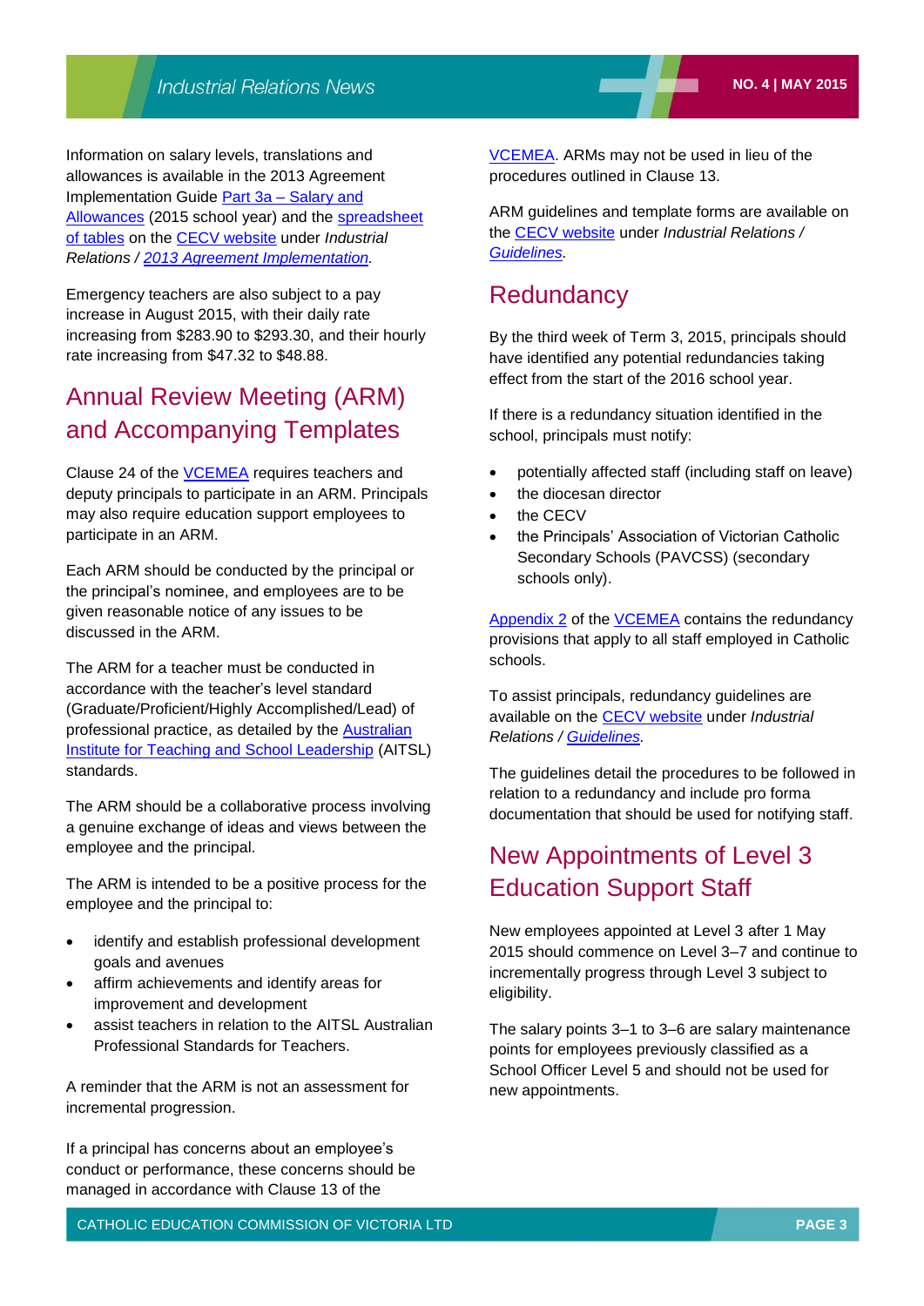Information on salary levels, translations and allowances is available in the 2013 Agreement Implementation Guide Part 3a – Salary and Allowances (2015 school year) and the spreadsheet of tables on the CECV website under *Industrial Relations / 2013 Agreement Implementation*.

Emergency teachers are also subject to a pay increase in August 2015, with their daily rate increasing from $283.90 to $293.30, and their hourly rate increasing from $47.32 to $48.88.

## Annual Review Meeting (ARM) and Accompanying Templates

Clause 24 of the VCEMEA requires teachers and deputy principals to participate in an ARM. Principals may also require education support employees to participate in an ARM.

Each ARM should be conducted by the principal or the principal's nominee, and employees are to be given reasonable notice of any issues to be discussed in the ARM.

The ARM for a teacher must be conducted in accordance with the teacher's level standard (Graduate/Proficient/Highly Accomplished/Lead) of professional practice, as detailed by the Australian Institute for Teaching and School Leadership (AITSL) standards.

The ARM should be a collaborative process involving a genuine exchange of ideas and views between the employee and the principal.

The ARM is intended to be a positive process for the employee and the principal to:

- identify and establish professional development goals and avenues
- affirm achievements and identify areas for improvement and development
- assist teachers in relation to the AITSL Australian Professional Standards for Teachers.

A reminder that the ARM is not an assessment for incremental progression.

If a principal has concerns about an employee's conduct or performance, these concerns should be managed in accordance with Clause 13 of the VCEMEA. ARMs may not be used in lieu of the procedures outlined in Clause 13.

ARM guidelines and template forms are available on the CECV website under *Industrial Relations / Guidelines*.

## Redundancy

By the third week of Term 3, 2015, principals should have identified any potential redundancies taking effect from the start of the 2016 school year.

If there is a redundancy situation identified in the school, principals must notify:

- potentially affected staff (including staff on leave)
- the diocesan director
- the CECV
- the Principals' Association of Victorian Catholic Secondary Schools (PAVCSS) (secondary schools only).

Appendix 2 of the VCEMEA contains the redundancy provisions that apply to all staff employed in Catholic schools.

To assist principals, redundancy guidelines are available on the CECV website under *Industrial Relations / Guidelines*.

The guidelines detail the procedures to be followed in relation to a redundancy and include pro forma documentation that should be used for notifying staff.

## New Appointments of Level 3 Education Support Staff

New employees appointed at Level 3 after 1 May 2015 should commence on Level 3–7 and continue to incrementally progress through Level 3 subject to eligibility.

The salary points 3–1 to 3–6 are salary maintenance points for employees previously classified as a School Officer Level 5 and should not be used for new appointments.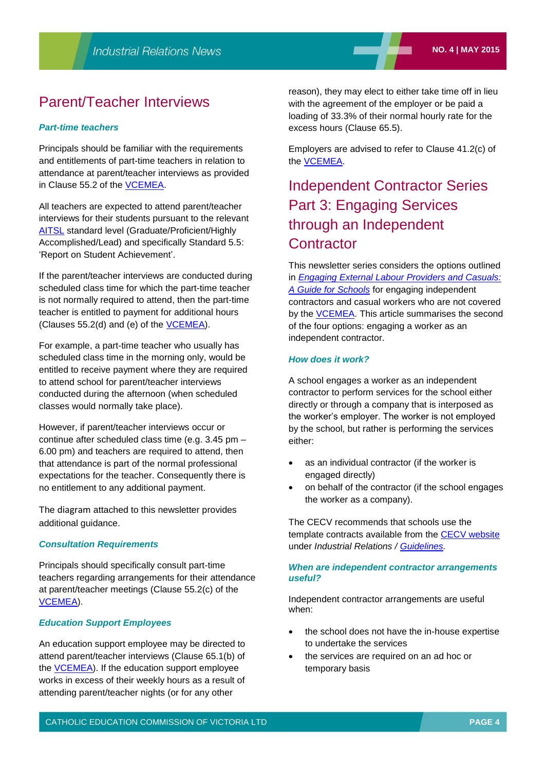# Parent/Teacher Interviews

### *Part-time teachers*

Principals should be familiar with the requirements and entitlements of part-time teachers in relation to attendance at parent/teacher interviews as provided in Clause 55.2 of the VCEMEA.

All teachers are expected to attend parent/teacher interviews for their students pursuant to the relevant AITSL standard level (Graduate/Proficient/Highly Accomplished/Lead) and specifically Standard 5.5: 'Report on Student Achievement'.

If the parent/teacher interviews are conducted during scheduled class time for which the part-time teacher is not normally required to attend, then the part-time teacher is entitled to payment for additional hours (Clauses 55.2(d) and (e) of the VCEMEA).

For example, a part-time teacher who usually has scheduled class time in the morning only, would be entitled to receive payment where they are required to attend school for parent/teacher interviews conducted during the afternoon (when scheduled classes would normally take place).

However, if parent/teacher interviews occur or continue after scheduled class time (e.g. 3.45 pm – 6.00 pm) and teachers are required to attend, then that attendance is part of the normal professional expectations for the teacher. Consequently there is no entitlement to any additional payment.

The diagram attached to this newsletter provides additional guidance.

### *Consultation Requirements*

Principals should specifically consult part-time teachers regarding arrangements for their attendance at parent/teacher meetings (Clause 55.2(c) of the VCEMEA).

### *Education Support Employees*

An education support employee may be directed to attend parent/teacher interviews (Clause 65.1(b) of the VCEMEA). If the education support employee works in excess of their weekly hours as a result of attending parent/teacher nights (or for any other reason), they may elect to either take time off in lieu with the agreement of the employer or be paid a loading of 33.3% of their normal hourly rate for the excess hours (Clause 65.5).

Employers are advised to refer to Clause 41.2(c) of the VCEMEA.

# Independent Contractor Series Part 3: Engaging Services through an Independent Contractor

This newsletter series considers the options outlined in *Engaging External Labour Providers and Casuals: A Guide for Schools* for engaging independent contractors and casual workers who are not covered by the VCEMEA. This article summarises the second of the four options: engaging a worker as an independent contractor.

### *How does it work?*

A school engages a worker as an independent contractor to perform services for the school either directly or through a company that is interposed as the worker's employer. The worker is not employed by the school, but rather is performing the services either:

- as an individual contractor (if the worker is engaged directly)
- on behalf of the contractor (if the school engages the worker as a company).

The CECV recommends that schools use the template contracts available from the CECV website under *Industrial Relations / Guidelines*.

### *When are independent contractor arrangements useful?*

Independent contractor arrangements are useful when:

- the school does not have the in-house expertise to undertake the services
- the services are required on an ad hoc or temporary basis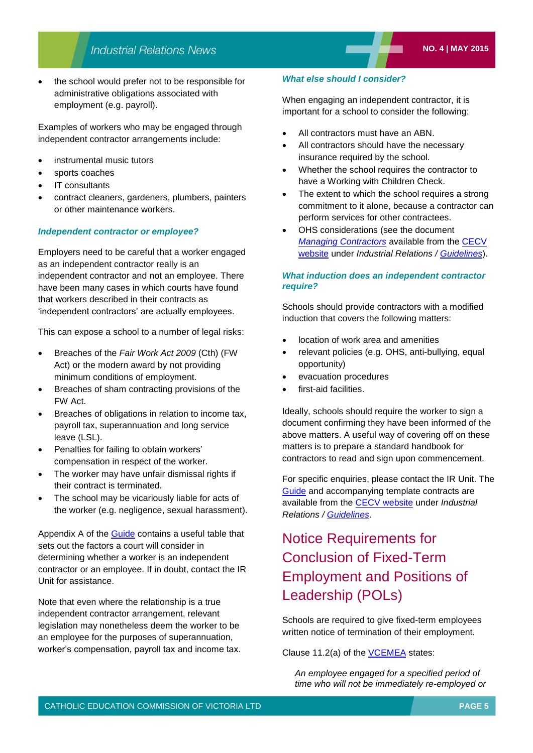- the school would prefer not to be responsible for administrative obligations associated with employment (e.g. payroll).

Examples of workers who may be engaged through independent contractor arrangements include:

- instrumental music tutors
- sports coaches
- IT consultants
- contract cleaners, gardeners, plumbers, painters or other maintenance workers.

### *Independent contractor or employee?*

Employers need to be careful that a worker engaged as an independent contractor really is an independent contractor and not an employee. There have been many cases in which courts have found that workers described in their contracts as 'independent contractors' are actually employees.

This can expose a school to a number of legal risks:

- Breaches of the *Fair Work Act 2009* (Cth) (FW Act) or the modern award by not providing minimum conditions of employment.
- Breaches of sham contracting provisions of the FW Act.
- Breaches of obligations in relation to income tax, payroll tax, superannuation and long service leave (LSL).
- Penalties for failing to obtain workers' compensation in respect of the worker.
- The worker may have unfair dismissal rights if their contract is terminated.
- The school may be vicariously liable for acts of the worker (e.g. negligence, sexual harassment).

Appendix A of the Guide contains a useful table that sets out the factors a court will consider in determining whether a worker is an independent contractor or an employee. If in doubt, contact the IR Unit for assistance.

Note that even where the relationship is a true independent contractor arrangement, relevant legislation may nonetheless deem the worker to be an employee for the purposes of superannuation, worker's compensation, payroll tax and income tax.

### *What else should I consider?*

When engaging an independent contractor, it is important for a school to consider the following:

- All contractors must have an ABN.
- All contractors should have the necessary insurance required by the school.
- Whether the school requires the contractor to have a Working with Children Check.
- The extent to which the school requires a strong commitment to it alone, because a contractor can perform services for other contractees.
- OHS considerations (see the document *Managing Contractors* available from the CECV website under *Industrial Relations / Guidelines*).

### *What induction does an independent contractor require?*

Schools should provide contractors with a modified induction that covers the following matters:

- location of work area and amenities
- relevant policies (e.g. OHS, anti-bullying, equal opportunity)
- evacuation procedures
- first-aid facilities.

Ideally, schools should require the worker to sign a document confirming they have been informed of the above matters. A useful way of covering off on these matters is to prepare a standard handbook for contractors to read and sign upon commencement.

For specific enquiries, please contact the IR Unit. The Guide and accompanying template contracts are available from the CECV website under *Industrial Relations / Guidelines*.

## Notice Requirements for Conclusion of Fixed-Term Employment and Positions of Leadership (POLs)

Schools are required to give fixed-term employees written notice of termination of their employment.

Clause 11.2(a) of the VCEMEA states:

> *An employee engaged for a specified period of time who will not be immediately re-employed or*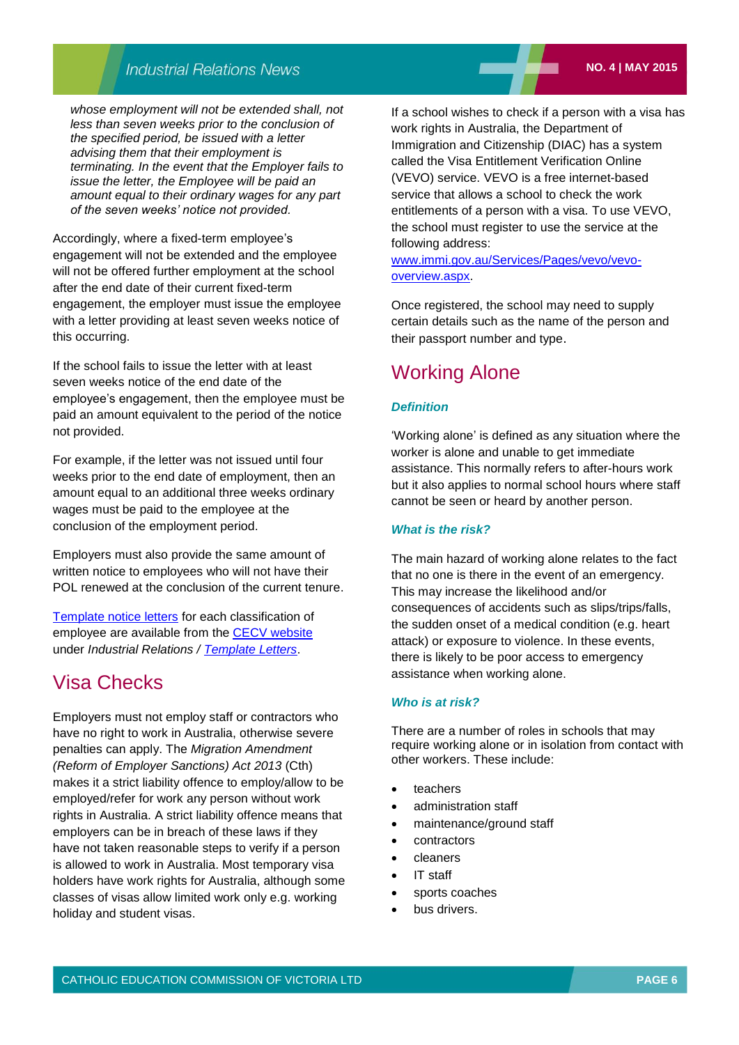*whose employment will not be extended shall, not less than seven weeks prior to the conclusion of the specified period, be issued with a letter advising them that their employment is terminating. In the event that the Employer fails to issue the letter, the Employee will be paid an amount equal to their ordinary wages for any part of the seven weeks' notice not provided.*

Accordingly, where a fixed-term employee's engagement will not be extended and the employee will not be offered further employment at the school after the end date of their current fixed-term engagement, the employer must issue the employee with a letter providing at least seven weeks notice of this occurring.

If the school fails to issue the letter with at least seven weeks notice of the end date of the employee's engagement, then the employee must be paid an amount equivalent to the period of the notice not provided.

For example, if the letter was not issued until four weeks prior to the end date of employment, then an amount equal to an additional three weeks ordinary wages must be paid to the employee at the conclusion of the employment period.

Employers must also provide the same amount of written notice to employees who will not have their POL renewed at the conclusion of the current tenure.

Template notice letters for each classification of employee are available from the CECV website under *Industrial Relations / Template Letters*.

## Visa Checks

Employers must not employ staff or contractors who have no right to work in Australia, otherwise severe penalties can apply. The *Migration Amendment (Reform of Employer Sanctions) Act 2013* (Cth) makes it a strict liability offence to employ/allow to be employed/refer for work any person without work rights in Australia. A strict liability offence means that employers can be in breach of these laws if they have not taken reasonable steps to verify if a person is allowed to work in Australia. Most temporary visa holders have work rights for Australia, although some classes of visas allow limited work only e.g. working holiday and student visas.

If a school wishes to check if a person with a visa has work rights in Australia, the Department of Immigration and Citizenship (DIAC) has a system called the Visa Entitlement Verification Online (VEVO) service. VEVO is a free internet-based service that allows a school to check the work entitlements of a person with a visa. To use VEVO, the school must register to use the service at the following address: www.immi.gov.au/Services/Pages/vevo/vevo-overview.aspx.

Once registered, the school may need to supply certain details such as the name of the person and their passport number and type.

## Working Alone

### *Definition*

'Working alone' is defined as any situation where the worker is alone and unable to get immediate assistance. This normally refers to after-hours work but it also applies to normal school hours where staff cannot be seen or heard by another person.

### *What is the risk?*

The main hazard of working alone relates to the fact that no one is there in the event of an emergency. This may increase the likelihood and/or consequences of accidents such as slips/trips/falls, the sudden onset of a medical condition (e.g. heart attack) or exposure to violence. In these events, there is likely to be poor access to emergency assistance when working alone.

### *Who is at risk?*

There are a number of roles in schools that may require working alone or in isolation from contact with other workers. These include:

- teachers
- administration staff
- maintenance/ground staff
- contractors
- cleaners
- IT staff
- sports coaches
- bus drivers.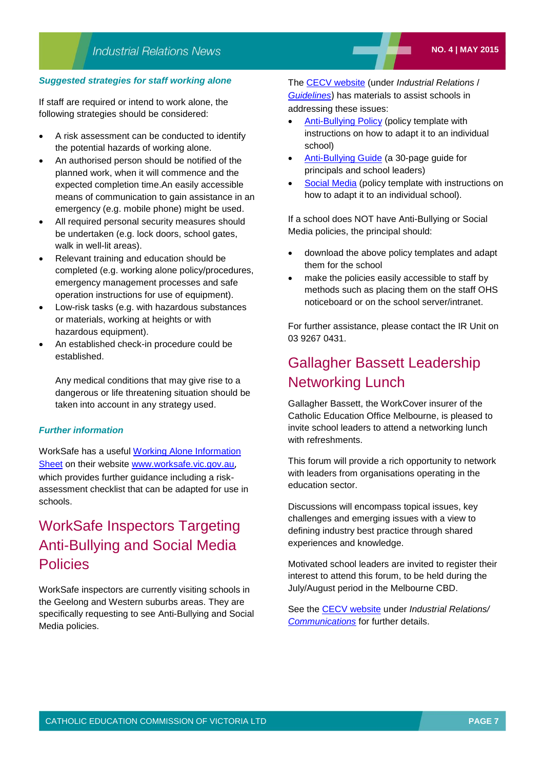***Suggested strategies for staff working alone***

If staff are required or intend to work alone, the following strategies should be considered:

- A risk assessment can be conducted to identify the potential hazards of working alone.
- An authorised person should be notified of the planned work, when it will commence and the expected completion time.An easily accessible means of communication to gain assistance in an emergency (e.g. mobile phone) might be used.
- All required personal security measures should be undertaken (e.g. lock doors, school gates, walk in well-lit areas).
- Relevant training and education should be completed (e.g. working alone policy/procedures, emergency management processes and safe operation instructions for use of equipment).
- Low-risk tasks (e.g. with hazardous substances or materials, working at heights or with hazardous equipment).
- An established check-in procedure could be established.

  Any medical conditions that may give rise to a dangerous or life threatening situation should be taken into account in any strategy used.

***Further information***

WorkSafe has a useful Working Alone Information Sheet on their website www.worksafe.vic.gov.au, which provides further guidance including a risk-assessment checklist that can be adapted for use in schools.

## WorkSafe Inspectors Targeting Anti-Bullying and Social Media Policies

WorkSafe inspectors are currently visiting schools in the Geelong and Western suburbs areas. They are specifically requesting to see Anti-Bullying and Social Media policies.

The CECV website (under *Industrial Relations / Guidelines*) has materials to assist schools in addressing these issues:

- Anti-Bullying Policy (policy template with instructions on how to adapt it to an individual school)
- Anti-Bullying Guide (a 30-page guide for principals and school leaders)
- Social Media (policy template with instructions on how to adapt it to an individual school).

If a school does NOT have Anti-Bullying or Social Media policies, the principal should:

- download the above policy templates and adapt them for the school
- make the policies easily accessible to staff by methods such as placing them on the staff OHS noticeboard or on the school server/intranet.

For further assistance, please contact the IR Unit on 03 9267 0431.

## Gallagher Bassett Leadership Networking Lunch

Gallagher Bassett, the WorkCover insurer of the Catholic Education Office Melbourne, is pleased to invite school leaders to attend a networking lunch with refreshments.

This forum will provide a rich opportunity to network with leaders from organisations operating in the education sector.

Discussions will encompass topical issues, key challenges and emerging issues with a view to defining industry best practice through shared experiences and knowledge.

Motivated school leaders are invited to register their interest to attend this forum, to be held during the July/August period in the Melbourne CBD.

See the CECV website under *Industrial Relations/ Communications* for further details.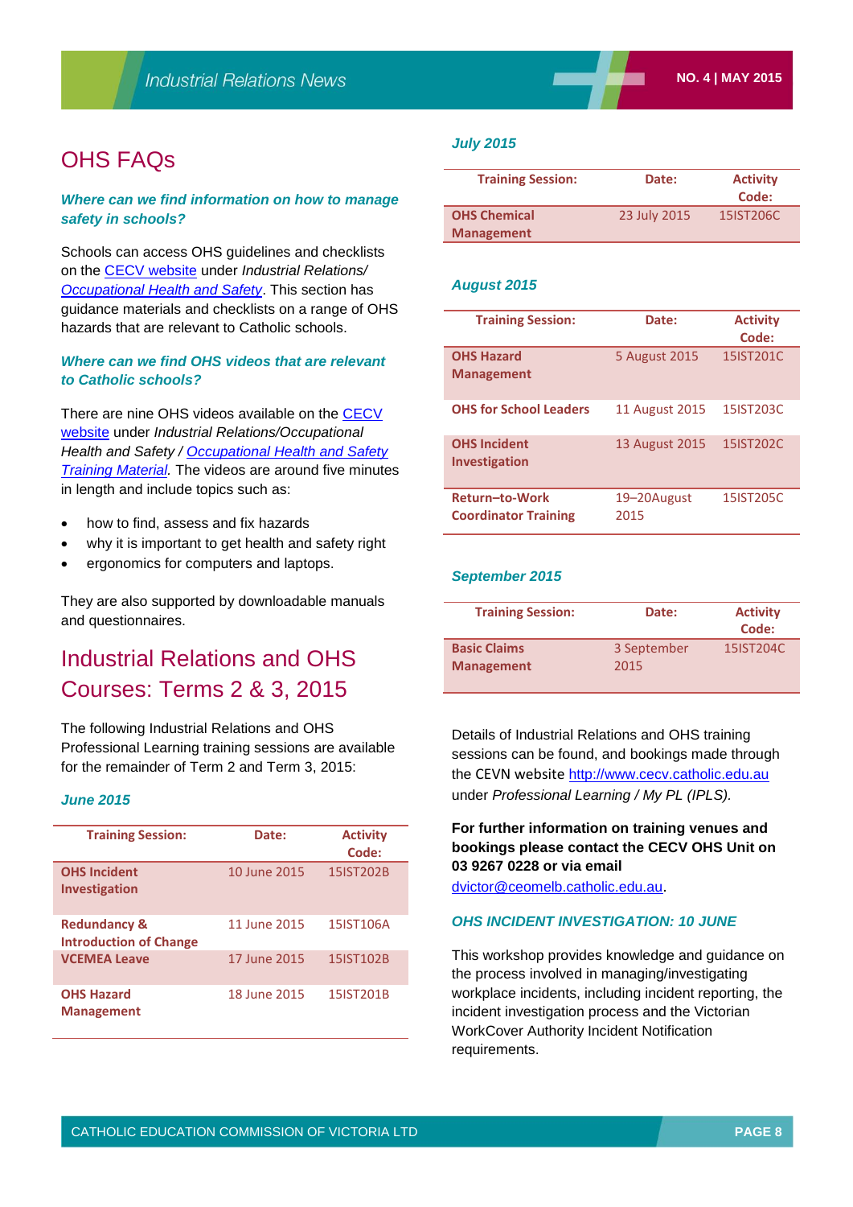# OHS FAQs

***Where can we find information on how to manage safety in schools?***

Schools can access OHS guidelines and checklists on the CECV website under *Industrial Relations/ Occupational Health and Safety*. This section has guidance materials and checklists on a range of OHS hazards that are relevant to Catholic schools.

***Where can we find OHS videos that are relevant to Catholic schools?***

There are nine OHS videos available on the CECV website under *Industrial Relations/Occupational Health and Safety / Occupational Health and Safety Training Material*. The videos are around five minutes in length and include topics such as:

- how to find, assess and fix hazards
- why it is important to get health and safety right
- ergonomics for computers and laptops.

They are also supported by downloadable manuals and questionnaires.

# Industrial Relations and OHS Courses: Terms 2 & 3, 2015

The following Industrial Relations and OHS Professional Learning training sessions are available for the remainder of Term 2 and Term 3, 2015:

***June 2015***

| Training Session: | Date: | Activity Code: |
|---|---|---|
| **OHS Incident Investigation** | 10 June 2015 | 15IST202B |
| **Redundancy & Introduction of Change** | 11 June 2015 | 15IST106A |
| **VCEMEA Leave** | 17 June 2015 | 15IST102B |
| **OHS Hazard Management** | 18 June 2015 | 15IST201B |

***July 2015***

| Training Session: | Date: | Activity Code: |
|---|---|---|
| **OHS Chemical Management** | 23 July 2015 | 15IST206C |

***August 2015***

| Training Session: | Date: | Activity Code: |
|---|---|---|
| **OHS Hazard Management** | 5 August 2015 | 15IST201C |
| **OHS for School Leaders** | 11 August 2015 | 15IST203C |
| **OHS Incident Investigation** | 13 August 2015 | 15IST202C |
| **Return–to-Work Coordinator Training** | 19–20August 2015 | 15IST205C |

***September 2015***

| Training Session: | Date: | Activity Code: |
|---|---|---|
| **Basic Claims Management** | 3 September 2015 | 15IST204C |

Details of Industrial Relations and OHS training sessions can be found, and bookings made through the CEVN website http://www.cecv.catholic.edu.au under *Professional Learning / My PL (IPLS).*

**For further information on training venues and bookings please contact the CECV OHS Unit on 03 9267 0228 or via email** dvictor@ceomelb.catholic.edu.au.

***OHS INCIDENT INVESTIGATION: 10 JUNE***

This workshop provides knowledge and guidance on the process involved in managing/investigating workplace incidents, including incident reporting, the incident investigation process and the Victorian WorkCover Authority Incident Notification requirements.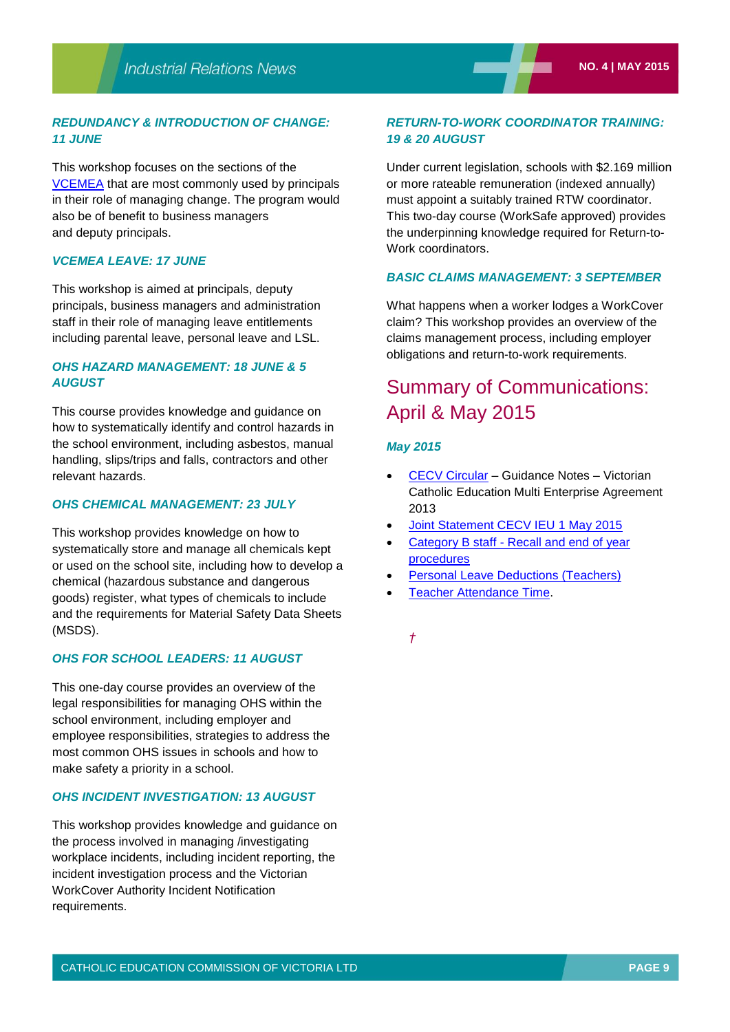### *REDUNDANCY & INTRODUCTION OF CHANGE: 11 JUNE*

This workshop focuses on the sections of the VCEMEA that are most commonly used by principals in their role of managing change. The program would also be of benefit to business managers and deputy principals.

### *VCEMEA LEAVE: 17 JUNE*

This workshop is aimed at principals, deputy principals, business managers and administration staff in their role of managing leave entitlements including parental leave, personal leave and LSL.

### *OHS HAZARD MANAGEMENT: 18 JUNE & 5 AUGUST*

This course provides knowledge and guidance on how to systematically identify and control hazards in the school environment, including asbestos, manual handling, slips/trips and falls, contractors and other relevant hazards.

### *OHS CHEMICAL MANAGEMENT: 23 JULY*

This workshop provides knowledge on how to systematically store and manage all chemicals kept or used on the school site, including how to develop a chemical (hazardous substance and dangerous goods) register, what types of chemicals to include and the requirements for Material Safety Data Sheets (MSDS).

### *OHS FOR SCHOOL LEADERS: 11 AUGUST*

This one-day course provides an overview of the legal responsibilities for managing OHS within the school environment, including employer and employee responsibilities, strategies to address the most common OHS issues in schools and how to make safety a priority in a school.

### *OHS INCIDENT INVESTIGATION: 13 AUGUST*

This workshop provides knowledge and guidance on the process involved in managing /investigating workplace incidents, including incident reporting, the incident investigation process and the Victorian WorkCover Authority Incident Notification requirements.

### *RETURN-TO-WORK COORDINATOR TRAINING: 19 & 20 AUGUST*

Under current legislation, schools with $2.169 million or more rateable remuneration (indexed annually) must appoint a suitably trained RTW coordinator. This two-day course (WorkSafe approved) provides the underpinning knowledge required for Return-to-Work coordinators.

### *BASIC CLAIMS MANAGEMENT: 3 SEPTEMBER*

What happens when a worker lodges a WorkCover claim? This workshop provides an overview of the claims management process, including employer obligations and return-to-work requirements.

## Summary of Communications: April & May 2015

### *May 2015*

- CECV Circular – Guidance Notes – Victorian Catholic Education Multi Enterprise Agreement 2013
- Joint Statement CECV IEU 1 May 2015
- Category B staff - Recall and end of year procedures
- Personal Leave Deductions (Teachers)
- Teacher Attendance Time.

†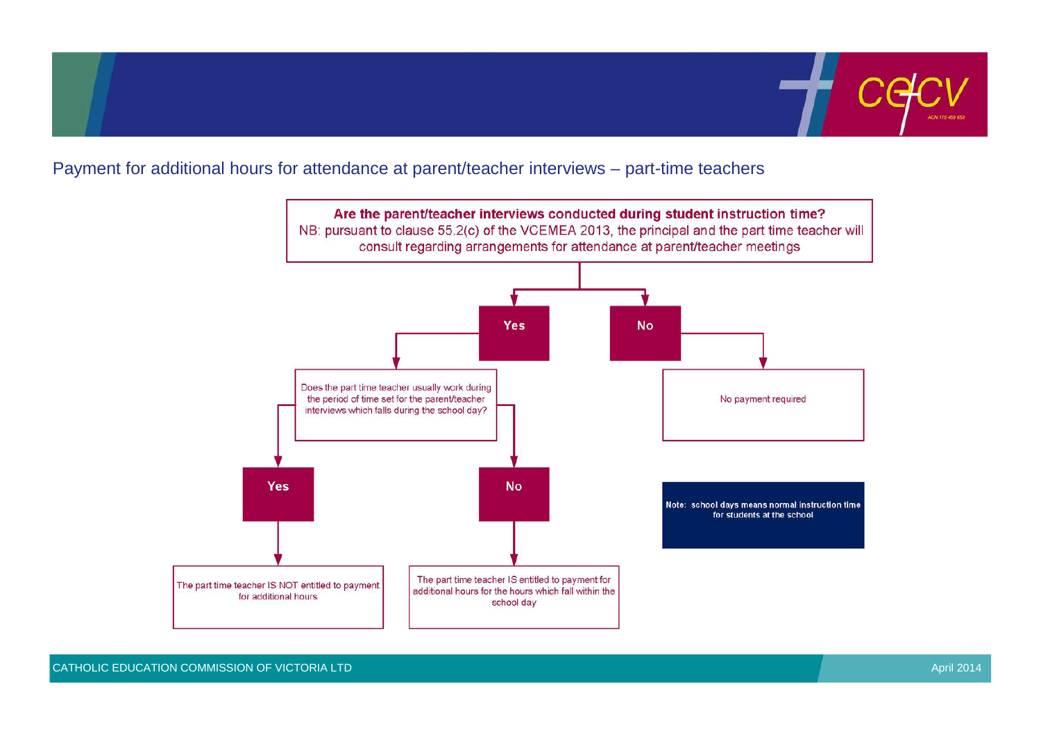## Payment for additional hours for attendance at parent/teacher interviews – part-time teachers

**Are the parent/teacher interviews conducted during student instruction time?**
NB: pursuant to clause 55.2(c) of the VCEMEA 2013, the principal and the part time teacher will consult regarding arrangements for attendance at parent/teacher meetings

**Yes**

Does the part time teacher usually work during the period of time set for the parent/teacher interviews which falls during the school day?

**Yes**

The part time teacher IS NOT entitled to payment for additional hours

**No**

The part time teacher IS entitled to payment for additional hours for the hours which fall within the school day

**No**

No payment required

Note: school days means normal instruction time for students at the school

CATHOLIC EDUCATION COMMISSION OF VICTORIA LTD

April 2014